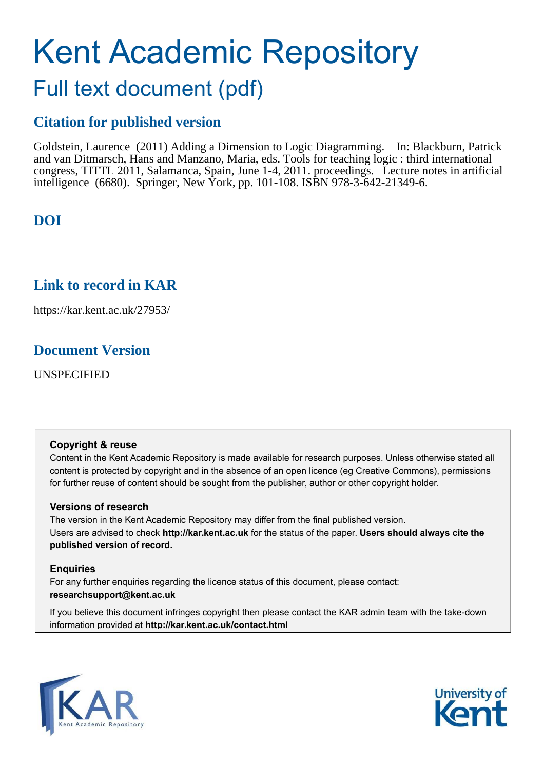# Kent Academic Repository

## Full text document (pdf)

### Citation for published version

Goldstein, Laurence (2011) Adding a Dimension to Logic Diagramming. In: Blackburn, Patrick and van Ditmarsch, Hans and Manzano, Maria, eds. Tools for teaching logic : third international congress, TITTL 2011, Salamanca, Spain, June 1-4, 2011. proceedings. Lecture notes in artificial intelligence (6680). Springer, New York, pp. 101-108. ISBN 978-3-642-21349-6.

### DOI

### Link to record in KAR

https://kar.kent.ac.uk/27953/

### Document Version

UNSPECIFIED

**Copyright & reuse**

Content in the Kent Academic Repository is made available for research purposes. Unless otherwise stated all content is protected by copyright and in the absence of an open licence (eg Creative Commons), permissions for further reuse of content should be sought from the publisher, author or other copyright holder.

**Versions of research**

The version in the Kent Academic Repository may differ from the final published version. Users are advised to check **http://kar.kent.ac.uk** for the status of the paper. **Users should always cite the published version of record.**

**Enquiries**

For any further enquiries regarding the licence status of this document, please contact: **researchsupport@kent.ac.uk**

If you believe this document infringes copyright then please contact the KAR admin team with the take-down information provided at **http://kar.kent.ac.uk/contact.html**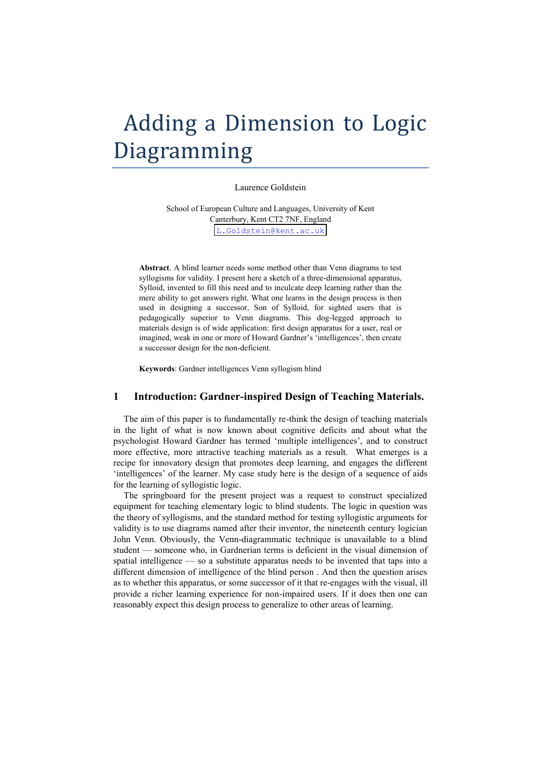# Adding a Dimension to Logic Diagramming

Laurence Goldstein

School of European Culture and Languages, University of Kent
Canterbury, Kent CT2 7NF, England
L.Goldstein@kent.ac.uk

**Abstract**. A blind learner needs some method other than Venn diagrams to test syllogisms for validity. I present here a sketch of a three-dimensional apparatus, Sylloid, invented to fill this need and to inculcate deep learning rather than the mere ability to get answers right. What one learns in the design process is then used in designing a successor, Son of Sylloid, for sighted users that is pedagogically superior to Venn diagrams. This dog-legged approach to materials design is of wide application: first design apparatus for a user, real or imagined, weak in one or more of Howard Gardner's 'intelligences', then create a successor design for the non-deficient.

**Keywords**: Gardner intelligences Venn syllogism blind

## 1 Introduction: Gardner-inspired Design of Teaching Materials.

The aim of this paper is to fundamentally re-think the design of teaching materials in the light of what is now known about cognitive deficits and about what the psychologist Howard Gardner has termed 'multiple intelligences', and to construct more effective, more attractive teaching materials as a result. What emerges is a recipe for innovatory design that promotes deep learning, and engages the different 'intelligences' of the learner. My case study here is the design of a sequence of aids for the learning of syllogistic logic.

The springboard for the present project was a request to construct specialized equipment for teaching elementary logic to blind students. The logic in question was the theory of syllogisms, and the standard method for testing syllogistic arguments for validity is to use diagrams named after their inventor, the nineteenth century logician John Venn. Obviously, the Venn-diagrammatic technique is unavailable to a blind student — someone who, in Gardnerian terms is deficient in the visual dimension of spatial intelligence — so a substitute apparatus needs to be invented that taps into a different dimension of intelligence of the blind person . And then the question arises as to whether this apparatus, or some successor of it that re-engages with the visual, ill provide a richer learning experience for non-impaired users. If it does then one can reasonably expect this design process to generalize to other areas of learning.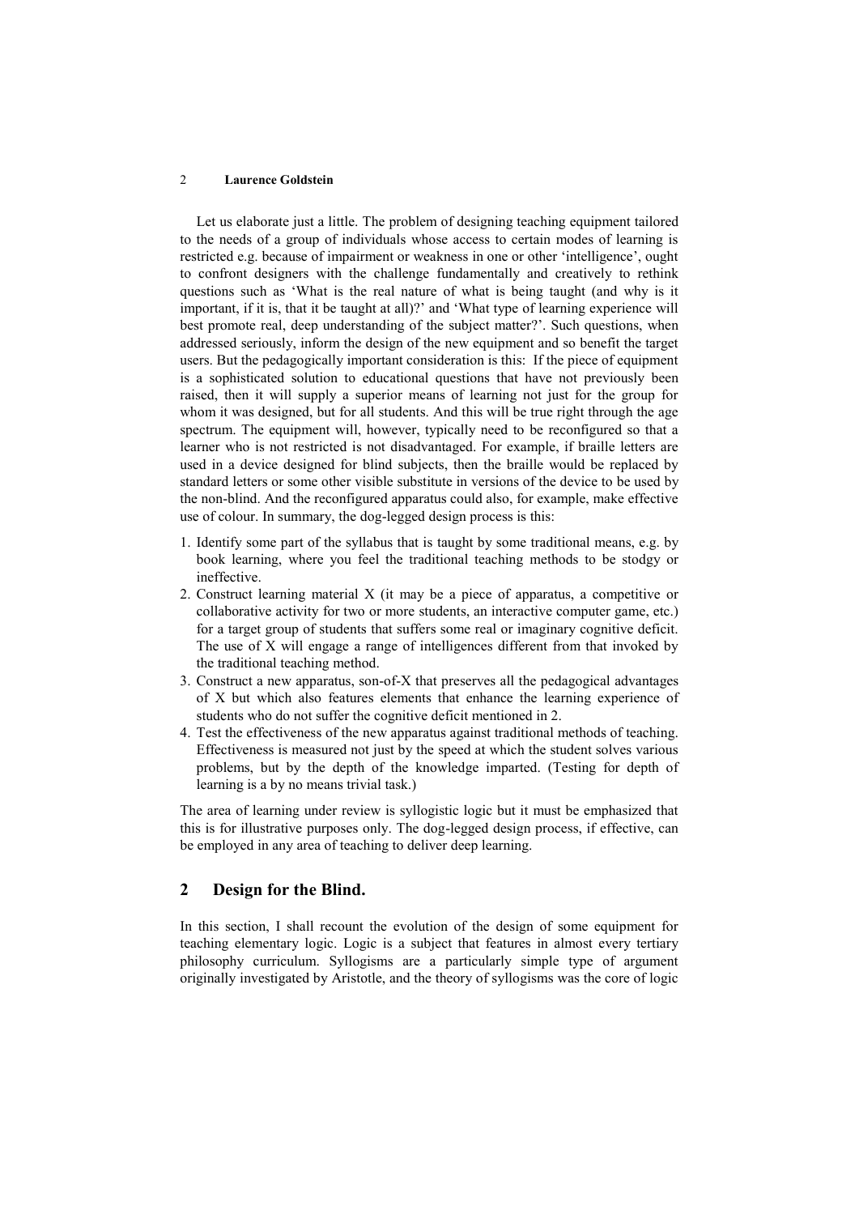Let us elaborate just a little. The problem of designing teaching equipment tailored to the needs of a group of individuals whose access to certain modes of learning is restricted e.g. because of impairment or weakness in one or other 'intelligence', ought to confront designers with the challenge fundamentally and creatively to rethink questions such as 'What is the real nature of what is being taught (and why is it important, if it is, that it be taught at all)?' and 'What type of learning experience will best promote real, deep understanding of the subject matter?'. Such questions, when addressed seriously, inform the design of the new equipment and so benefit the target users. But the pedagogically important consideration is this: If the piece of equipment is a sophisticated solution to educational questions that have not previously been raised, then it will supply a superior means of learning not just for the group for whom it was designed, but for all students. And this will be true right through the age spectrum. The equipment will, however, typically need to be reconfigured so that a learner who is not restricted is not disadvantaged. For example, if braille letters are used in a device designed for blind subjects, then the braille would be replaced by standard letters or some other visible substitute in versions of the device to be used by the non-blind. And the reconfigured apparatus could also, for example, make effective use of colour. In summary, the dog-legged design process is this:

1. Identify some part of the syllabus that is taught by some traditional means, e.g. by book learning, where you feel the traditional teaching methods to be stodgy or ineffective.
2. Construct learning material X (it may be a piece of apparatus, a competitive or collaborative activity for two or more students, an interactive computer game, etc.) for a target group of students that suffers some real or imaginary cognitive deficit. The use of X will engage a range of intelligences different from that invoked by the traditional teaching method.
3. Construct a new apparatus, son-of-X that preserves all the pedagogical advantages of X but which also features elements that enhance the learning experience of students who do not suffer the cognitive deficit mentioned in 2.
4. Test the effectiveness of the new apparatus against traditional methods of teaching. Effectiveness is measured not just by the speed at which the student solves various problems, but by the depth of the knowledge imparted. (Testing for depth of learning is a by no means trivial task.)

The area of learning under review is syllogistic logic but it must be emphasized that this is for illustrative purposes only. The dog-legged design process, if effective, can be employed in any area of teaching to deliver deep learning.

## 2 Design for the Blind.

In this section, I shall recount the evolution of the design of some equipment for teaching elementary logic. Logic is a subject that features in almost every tertiary philosophy curriculum. Syllogisms are a particularly simple type of argument originally investigated by Aristotle, and the theory of syllogisms was the core of logic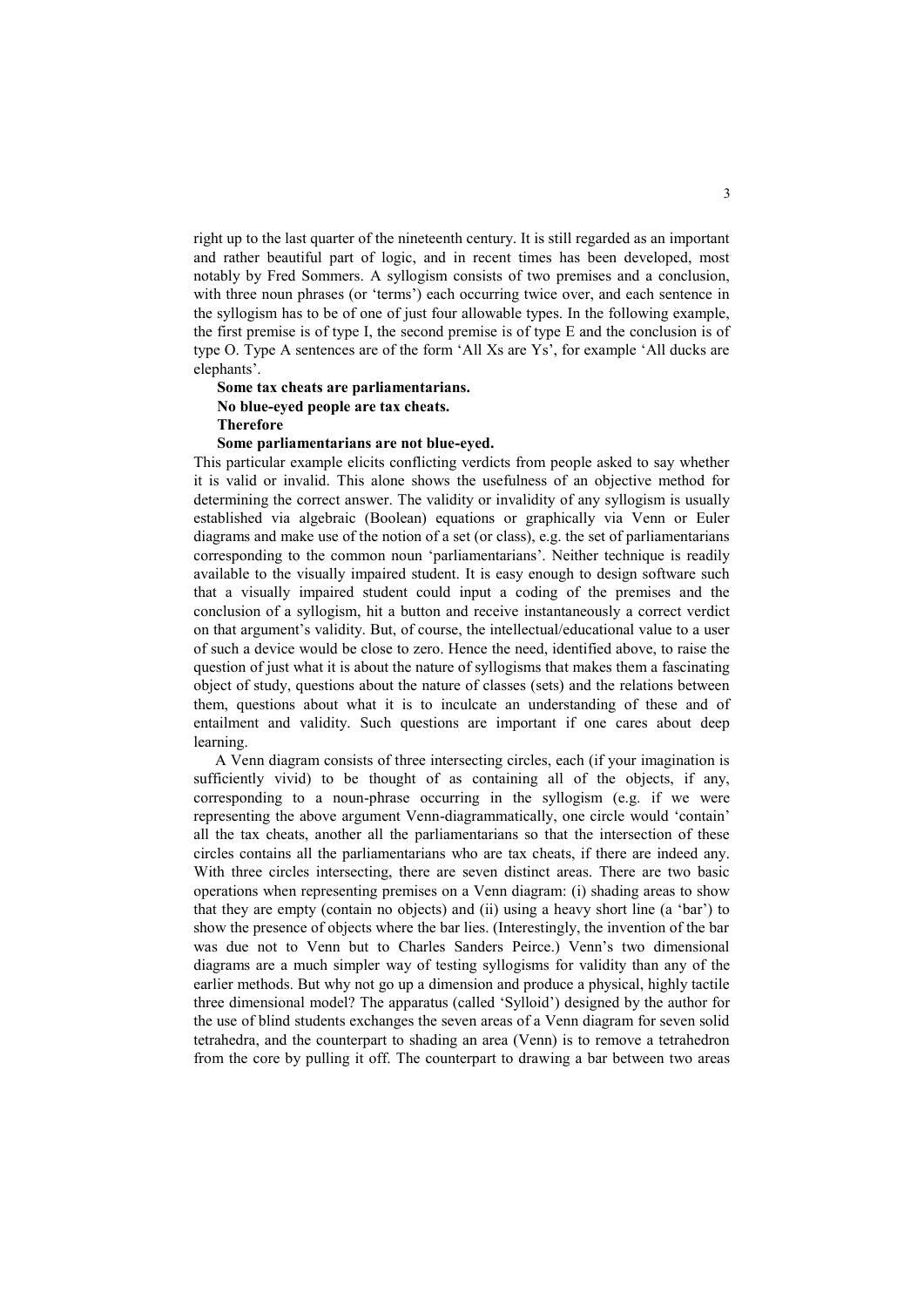right up to the last quarter of the nineteenth century. It is still regarded as an important and rather beautiful part of logic, and in recent times has been developed, most notably by Fred Sommers. A syllogism consists of two premises and a conclusion, with three noun phrases (or 'terms') each occurring twice over, and each sentence in the syllogism has to be of one of just four allowable types. In the following example, the first premise is of type I, the second premise is of type E and the conclusion is of type O. Type A sentences are of the form 'All Xs are Ys', for example 'All ducks are elephants'.

**Some tax cheats are parliamentarians.**
**No blue-eyed people are tax cheats.**
**Therefore**
**Some parliamentarians are not blue-eyed.**

This particular example elicits conflicting verdicts from people asked to say whether it is valid or invalid. This alone shows the usefulness of an objective method for determining the correct answer. The validity or invalidity of any syllogism is usually established via algebraic (Boolean) equations or graphically via Venn or Euler diagrams and make use of the notion of a set (or class), e.g. the set of parliamentarians corresponding to the common noun 'parliamentarians'. Neither technique is readily available to the visually impaired student. It is easy enough to design software such that a visually impaired student could input a coding of the premises and the conclusion of a syllogism, hit a button and receive instantaneously a correct verdict on that argument's validity. But, of course, the intellectual/educational value to a user of such a device would be close to zero. Hence the need, identified above, to raise the question of just what it is about the nature of syllogisms that makes them a fascinating object of study, questions about the nature of classes (sets) and the relations between them, questions about what it is to inculcate an understanding of these and of entailment and validity. Such questions are important if one cares about deep learning.

A Venn diagram consists of three intersecting circles, each (if your imagination is sufficiently vivid) to be thought of as containing all of the objects, if any, corresponding to a noun-phrase occurring in the syllogism (e.g. if we were representing the above argument Venn-diagrammatically, one circle would 'contain' all the tax cheats, another all the parliamentarians so that the intersection of these circles contains all the parliamentarians who are tax cheats, if there are indeed any. With three circles intersecting, there are seven distinct areas. There are two basic operations when representing premises on a Venn diagram: (i) shading areas to show that they are empty (contain no objects) and (ii) using a heavy short line (a 'bar') to show the presence of objects where the bar lies. (Interestingly, the invention of the bar was due not to Venn but to Charles Sanders Peirce.) Venn's two dimensional diagrams are a much simpler way of testing syllogisms for validity than any of the earlier methods. But why not go up a dimension and produce a physical, highly tactile three dimensional model? The apparatus (called 'Sylloid') designed by the author for the use of blind students exchanges the seven areas of a Venn diagram for seven solid tetrahedra, and the counterpart to shading an area (Venn) is to remove a tetrahedron from the core by pulling it off. The counterpart to drawing a bar between two areas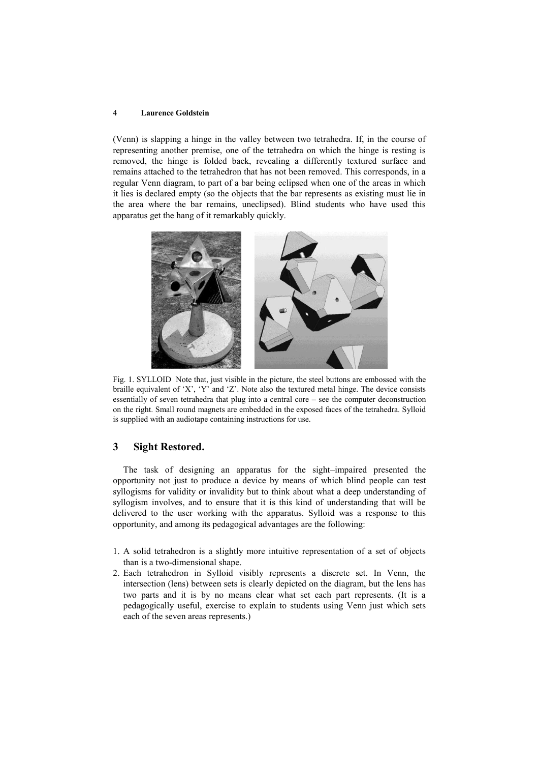(Venn) is slapping a hinge in the valley between two tetrahedra. If, in the course of representing another premise, one of the tetrahedra on which the hinge is resting is removed, the hinge is folded back, revealing a differently textured surface and remains attached to the tetrahedron that has not been removed. This corresponds, in a regular Venn diagram, to part of a bar being eclipsed when one of the areas in which it lies is declared empty (so the objects that the bar represents as existing must lie in the area where the bar remains, uneclipsed). Blind students who have used this apparatus get the hang of it remarkably quickly.

Fig. 1. SYLLOID Note that, just visible in the picture, the steel buttons are embossed with the braille equivalent of 'X', 'Y' and 'Z'. Note also the textured metal hinge. The device consists essentially of seven tetrahedra that plug into a central core – see the computer deconstruction on the right. Small round magnets are embedded in the exposed faces of the tetrahedra. Sylloid is supplied with an audiotape containing instructions for use.

## 3 Sight Restored.

The task of designing an apparatus for the sight–impaired presented the opportunity not just to produce a device by means of which blind people can test syllogisms for validity or invalidity but to think about what a deep understanding of syllogism involves, and to ensure that it is this kind of understanding that will be delivered to the user working with the apparatus. Sylloid was a response to this opportunity, and among its pedagogical advantages are the following:

1. A solid tetrahedron is a slightly more intuitive representation of a set of objects than is a two-dimensional shape.
2. Each tetrahedron in Sylloid visibly represents a discrete set. In Venn, the intersection (lens) between sets is clearly depicted on the diagram, but the lens has two parts and it is by no means clear what set each part represents. (It is a pedagogically useful, exercise to explain to students using Venn just which sets each of the seven areas represents.)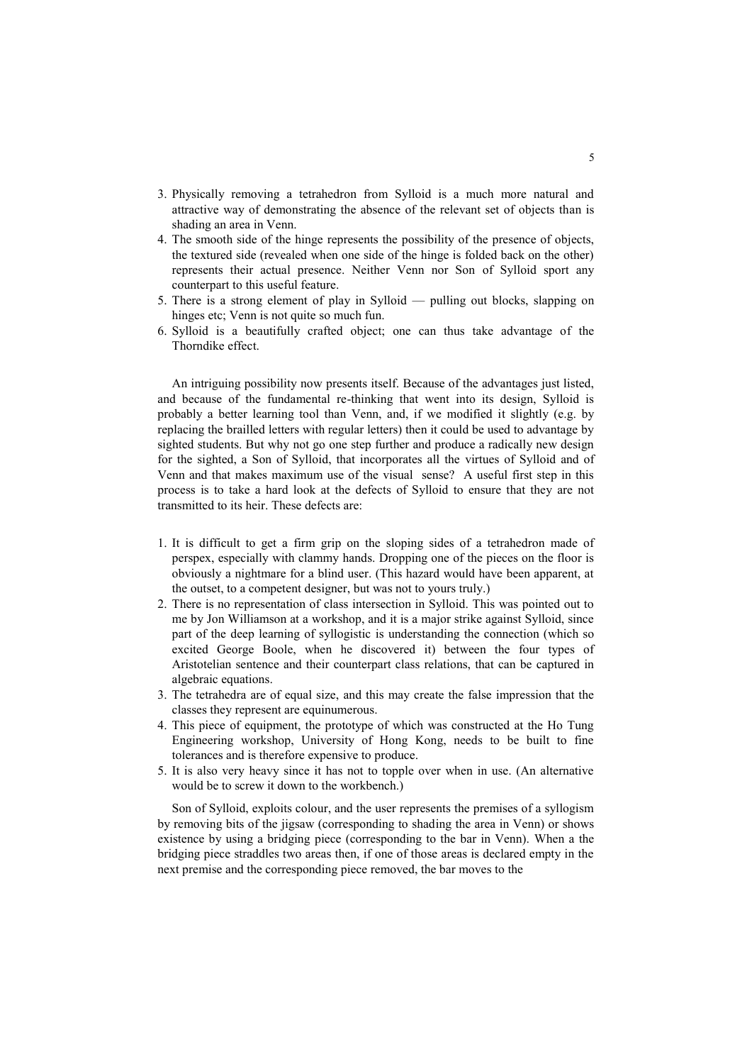3. Physically removing a tetrahedron from Sylloid is a much more natural and attractive way of demonstrating the absence of the relevant set of objects than is shading an area in Venn.
4. The smooth side of the hinge represents the possibility of the presence of objects, the textured side (revealed when one side of the hinge is folded back on the other) represents their actual presence. Neither Venn nor Son of Sylloid sport any counterpart to this useful feature.
5. There is a strong element of play in Sylloid — pulling out blocks, slapping on hinges etc; Venn is not quite so much fun.
6. Sylloid is a beautifully crafted object; one can thus take advantage of the Thorndike effect.

An intriguing possibility now presents itself. Because of the advantages just listed, and because of the fundamental re-thinking that went into its design, Sylloid is probably a better learning tool than Venn, and, if we modified it slightly (e.g. by replacing the brailled letters with regular letters) then it could be used to advantage by sighted students. But why not go one step further and produce a radically new design for the sighted, a Son of Sylloid, that incorporates all the virtues of Sylloid and of Venn and that makes maximum use of the visual sense? A useful first step in this process is to take a hard look at the defects of Sylloid to ensure that they are not transmitted to its heir. These defects are:

1. It is difficult to get a firm grip on the sloping sides of a tetrahedron made of perspex, especially with clammy hands. Dropping one of the pieces on the floor is obviously a nightmare for a blind user. (This hazard would have been apparent, at the outset, to a competent designer, but was not to yours truly.)
2. There is no representation of class intersection in Sylloid. This was pointed out to me by Jon Williamson at a workshop, and it is a major strike against Sylloid, since part of the deep learning of syllogistic is understanding the connection (which so excited George Boole, when he discovered it) between the four types of Aristotelian sentence and their counterpart class relations, that can be captured in algebraic equations.
3. The tetrahedra are of equal size, and this may create the false impression that the classes they represent are equinumerous.
4. This piece of equipment, the prototype of which was constructed at the Ho Tung Engineering workshop, University of Hong Kong, needs to be built to fine tolerances and is therefore expensive to produce.
5. It is also very heavy since it has not to topple over when in use. (An alternative would be to screw it down to the workbench.)

Son of Sylloid, exploits colour, and the user represents the premises of a syllogism by removing bits of the jigsaw (corresponding to shading the area in Venn) or shows existence by using a bridging piece (corresponding to the bar in Venn). When a the bridging piece straddles two areas then, if one of those areas is declared empty in the next premise and the corresponding piece removed, the bar moves to the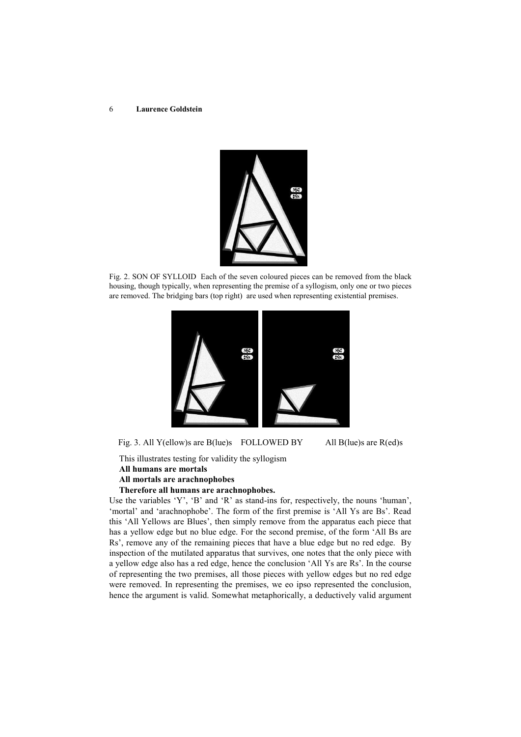Fig. 2. SON OF SYLLOID Each of the seven coloured pieces can be removed from the black housing, though typically, when representing the premise of a syllogism, only one or two pieces are removed. The bridging bars (top right) are used when representing existential premises.

Fig. 3. All Y(ellow)s are B(lue)s FOLLOWED BY All B(lue)s are R(ed)s

This illustrates testing for validity the syllogism

**All humans are mortals**
**All mortals are arachnophobes**
**Therefore all humans are arachnophobes.**

Use the variables 'Y', 'B' and 'R' as stand-ins for, respectively, the nouns 'human', 'mortal' and 'arachnophobe'. The form of the first premise is 'All Ys are Bs'. Read this 'All Yellows are Blues', then simply remove from the apparatus each piece that has a yellow edge but no blue edge. For the second premise, of the form 'All Bs are Rs', remove any of the remaining pieces that have a blue edge but no red edge. By inspection of the mutilated apparatus that survives, one notes that the only piece with a yellow edge also has a red edge, hence the conclusion 'All Ys are Rs'. In the course of representing the two premises, all those pieces with yellow edges but no red edge were removed. In representing the premises, we eo ipso represented the conclusion, hence the argument is valid. Somewhat metaphorically, a deductively valid argument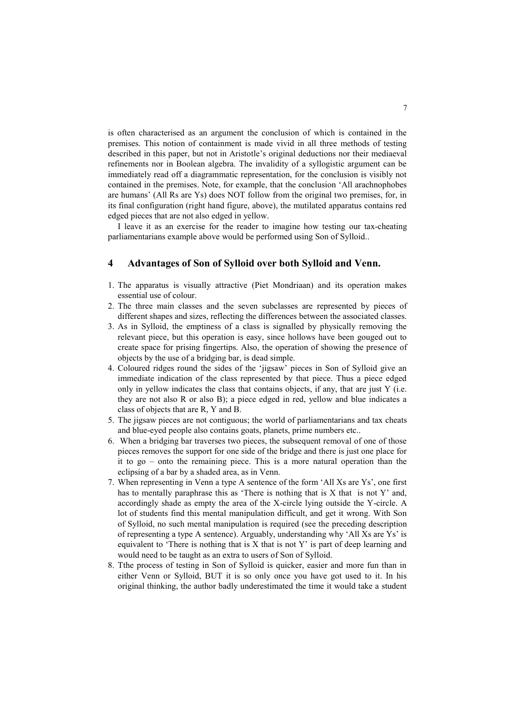is often characterised as an argument the conclusion of which is contained in the premises. This notion of containment is made vivid in all three methods of testing described in this paper, but not in Aristotle's original deductions nor their mediaeval refinements nor in Boolean algebra. The invalidity of a syllogistic argument can be immediately read off a diagrammatic representation, for the conclusion is visibly not contained in the premises. Note, for example, that the conclusion 'All arachnophobes are humans' (All Rs are Ys) does NOT follow from the original two premises, for, in its final configuration (right hand figure, above), the mutilated apparatus contains red edged pieces that are not also edged in yellow.

I leave it as an exercise for the reader to imagine how testing our tax-cheating parliamentarians example above would be performed using Son of Sylloid..

## 4 Advantages of Son of Sylloid over both Sylloid and Venn.

1. The apparatus is visually attractive (Piet Mondriaan) and its operation makes essential use of colour.
2. The three main classes and the seven subclasses are represented by pieces of different shapes and sizes, reflecting the differences between the associated classes.
3. As in Sylloid, the emptiness of a class is signalled by physically removing the relevant piece, but this operation is easy, since hollows have been gouged out to create space for prising fingertips. Also, the operation of showing the presence of objects by the use of a bridging bar, is dead simple.
4. Coloured ridges round the sides of the 'jigsaw' pieces in Son of Sylloid give an immediate indication of the class represented by that piece. Thus a piece edged only in yellow indicates the class that contains objects, if any, that are just Y (i.e. they are not also R or also B); a piece edged in red, yellow and blue indicates a class of objects that are R, Y and B.
5. The jigsaw pieces are not contiguous; the world of parliamentarians and tax cheats and blue-eyed people also contains goats, planets, prime numbers etc..
6. When a bridging bar traverses two pieces, the subsequent removal of one of those pieces removes the support for one side of the bridge and there is just one place for it to go – onto the remaining piece. This is a more natural operation than the eclipsing of a bar by a shaded area, as in Venn.
7. When representing in Venn a type A sentence of the form 'All Xs are Ys', one first has to mentally paraphrase this as 'There is nothing that is X that is not Y' and, accordingly shade as empty the area of the X-circle lying outside the Y-circle. A lot of students find this mental manipulation difficult, and get it wrong. With Son of Sylloid, no such mental manipulation is required (see the preceding description of representing a type A sentence). Arguably, understanding why 'All Xs are Ys' is equivalent to 'There is nothing that is X that is not Y' is part of deep learning and would need to be taught as an extra to users of Son of Sylloid.
8. Tthe process of testing in Son of Sylloid is quicker, easier and more fun than in either Venn or Sylloid, BUT it is so only once you have got used to it. In his original thinking, the author badly underestimated the time it would take a student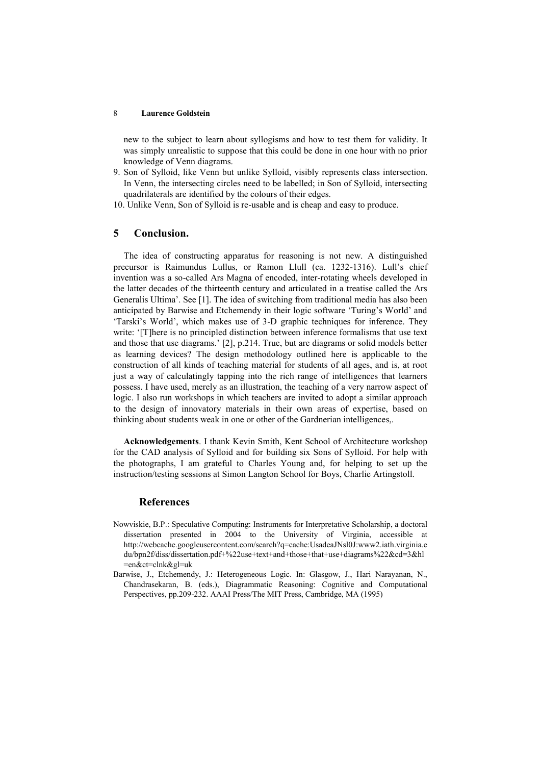new to the subject to learn about syllogisms and how to test them for validity. It was simply unrealistic to suppose that this could be done in one hour with no prior knowledge of Venn diagrams.

9. Son of Sylloid, like Venn but unlike Sylloid, visibly represents class intersection. In Venn, the intersecting circles need to be labelled; in Son of Sylloid, intersecting quadrilaterals are identified by the colours of their edges.
10. Unlike Venn, Son of Sylloid is re-usable and is cheap and easy to produce.

## 5 Conclusion.

The idea of constructing apparatus for reasoning is not new. A distinguished precursor is Raimundus Lullus, or Ramon Llull (ca. 1232-1316). Lull's chief invention was a so-called Ars Magna of encoded, inter-rotating wheels developed in the latter decades of the thirteenth century and articulated in a treatise called the Ars Generalis Ultima'. See [1]. The idea of switching from traditional media has also been anticipated by Barwise and Etchemendy in their logic software 'Turing's World' and 'Tarski's World', which makes use of 3-D graphic techniques for inference. They write: '[T]here is no principled distinction between inference formalisms that use text and those that use diagrams.' [2], p.214. True, but are diagrams or solid models better as learning devices? The design methodology outlined here is applicable to the construction of all kinds of teaching material for students of all ages, and is, at root just a way of calculatingly tapping into the rich range of intelligences that learners possess. I have used, merely as an illustration, the teaching of a very narrow aspect of logic. I also run workshops in which teachers are invited to adopt a similar approach to the design of innovatory materials in their own areas of expertise, based on thinking about students weak in one or other of the Gardnerian intelligences,.

**Acknowledgements**. I thank Kevin Smith, Kent School of Architecture workshop for the CAD analysis of Sylloid and for building six Sons of Sylloid. For help with the photographs, I am grateful to Charles Young and, for helping to set up the instruction/testing sessions at Simon Langton School for Boys, Charlie Artingstoll.

## References

Nowviskie, B.P.: Speculative Computing: Instruments for Interpretative Scholarship, a doctoral dissertation presented in 2004 to the University of Virginia, accessible at http://webcache.googleusercontent.com/search?q=cache:UsadeaJNsl0J:www2.iath.virginia.edu/bpn2f/diss/dissertation.pdf+%22use+text+and+those+that+use+diagrams%22&cd=3&hl=en&ct=clnk&gl=uk

Barwise, J., Etchemendy, J.: Heterogeneous Logic. In: Glasgow, J., Hari Narayanan, N., Chandrasekaran, B. (eds.), Diagrammatic Reasoning: Cognitive and Computational Perspectives, pp.209-232. AAAI Press/The MIT Press, Cambridge, MA (1995)